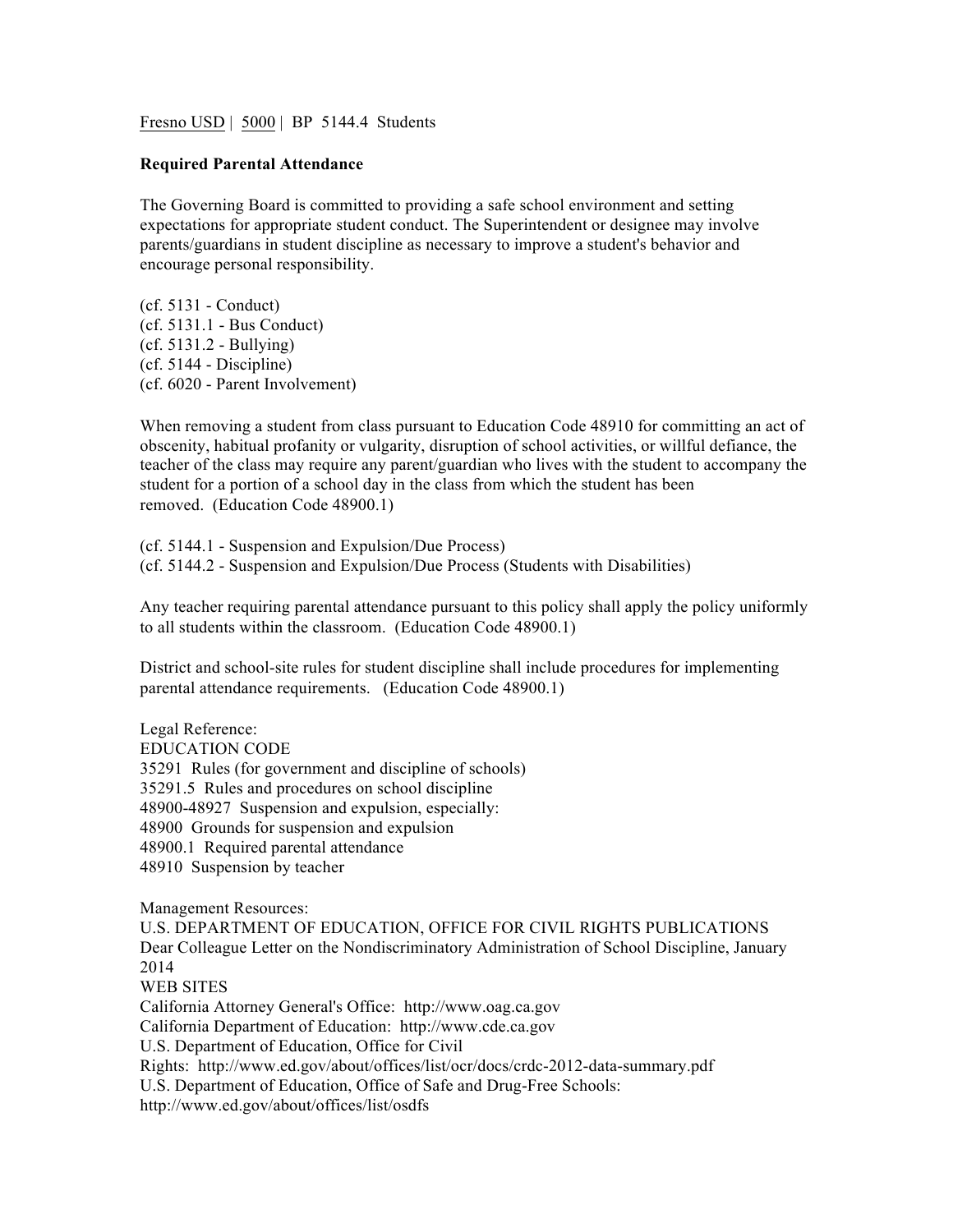Fresno USD | 5000 | BP 5144.4 Students

**Required Parental Attendance**

The Governing Board is committed to providing a safe school environment and setting expectations for appropriate student conduct. The Superintendent or designee may involve parents/guardians in student discipline as necessary to improve a student's behavior and encourage personal responsibility.

(cf. 5131 - Conduct)
(cf. 5131.1 - Bus Conduct)
(cf. 5131.2 - Bullying)
(cf. 5144 - Discipline)
(cf. 6020 - Parent Involvement)

When removing a student from class pursuant to Education Code 48910 for committing an act of obscenity, habitual profanity or vulgarity, disruption of school activities, or willful defiance, the teacher of the class may require any parent/guardian who lives with the student to accompany the student for a portion of a school day in the class from which the student has been removed. (Education Code 48900.1)

(cf. 5144.1 - Suspension and Expulsion/Due Process)
(cf. 5144.2 - Suspension and Expulsion/Due Process (Students with Disabilities)

Any teacher requiring parental attendance pursuant to this policy shall apply the policy uniformly to all students within the classroom. (Education Code 48900.1)

District and school-site rules for student discipline shall include procedures for implementing parental attendance requirements. (Education Code 48900.1)

Legal Reference:
EDUCATION CODE
35291 Rules (for government and discipline of schools)
35291.5 Rules and procedures on school discipline
48900-48927 Suspension and expulsion, especially:
48900 Grounds for suspension and expulsion
48900.1 Required parental attendance
48910 Suspension by teacher

Management Resources:
U.S. DEPARTMENT OF EDUCATION, OFFICE FOR CIVIL RIGHTS PUBLICATIONS
Dear Colleague Letter on the Nondiscriminatory Administration of School Discipline, January 2014
WEB SITES
California Attorney General's Office: http://www.oag.ca.gov
California Department of Education: http://www.cde.ca.gov
U.S. Department of Education, Office for Civil Rights: http://www.ed.gov/about/offices/list/ocr/docs/crdc-2012-data-summary.pdf
U.S. Department of Education, Office of Safe and Drug-Free Schools: http://www.ed.gov/about/offices/list/osdfs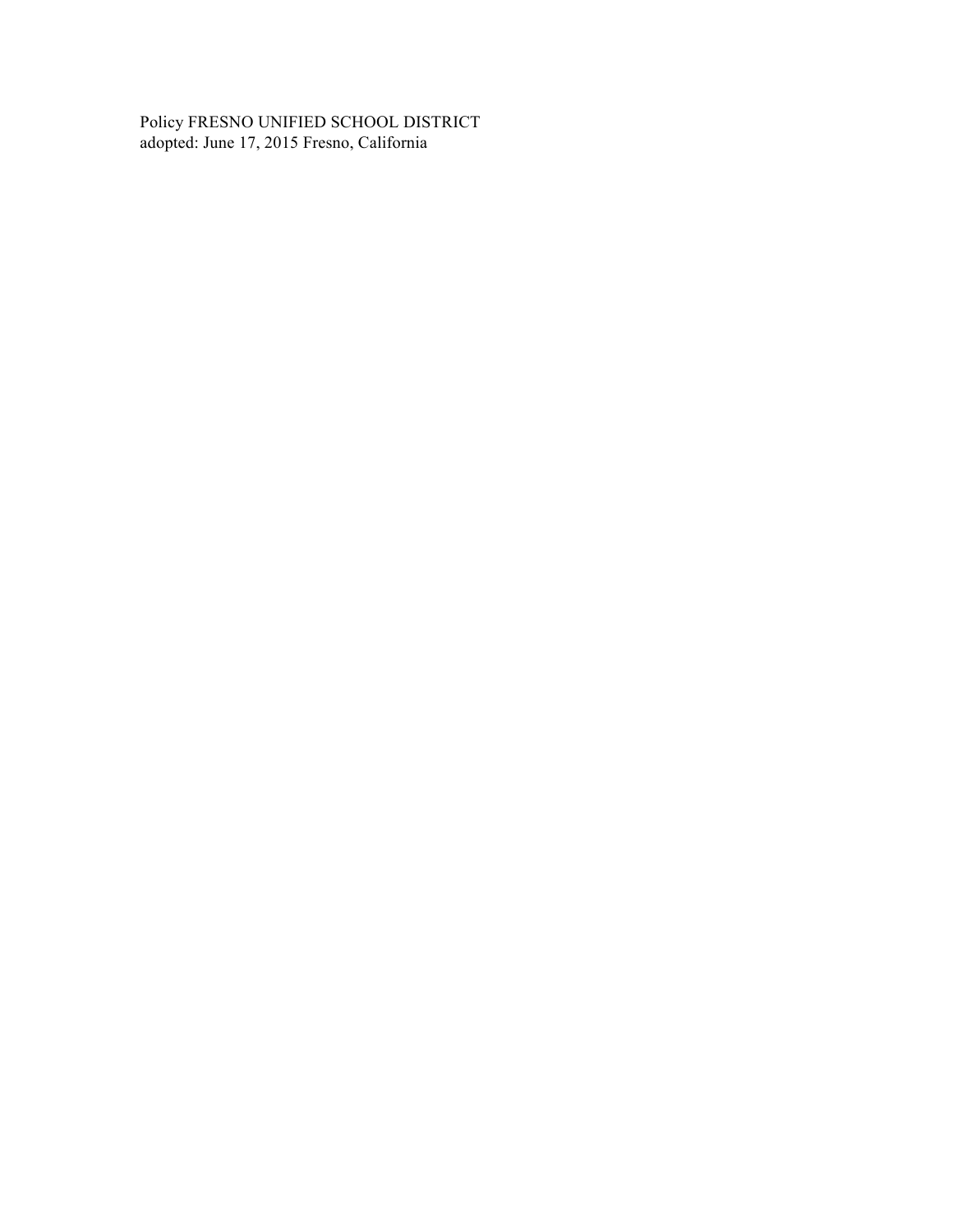Policy FRESNO UNIFIED SCHOOL DISTRICT
adopted: June 17, 2015 Fresno, California